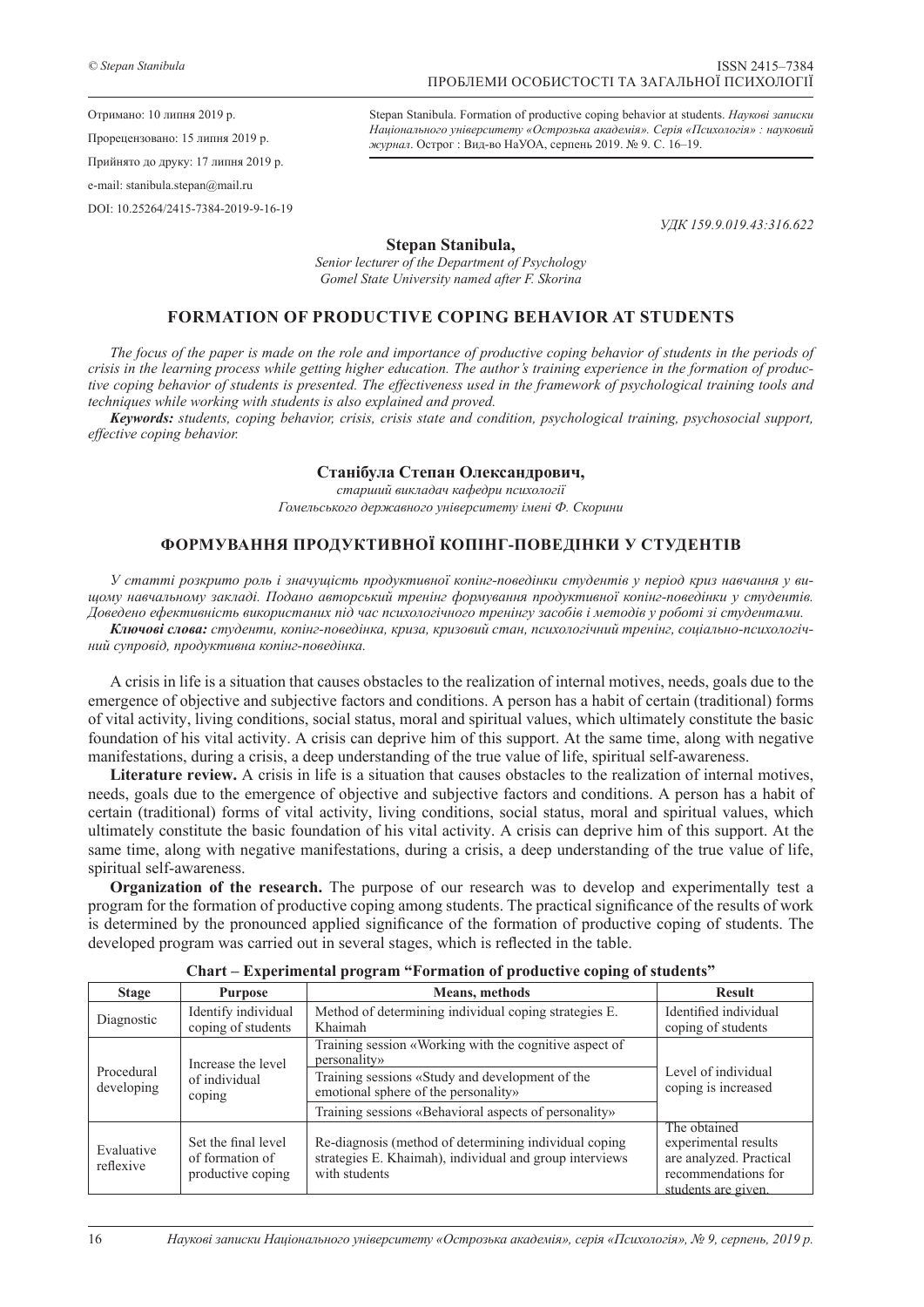Отримано: 10 липня 2019 р.

Прорецензовано: 15 липня 2019 р.

Прийнято до друку: 17 липня 2019 р.

e-mail: stanibula.stepan@mail.ru

DOI: 10.25264/2415-7384-2019-9-16-19

Stepan Stanibula. Formation of productive coping behavior at students. *Наукові записки Національного університету «Острозька академія». Серія «Психологія» : науковий журнал*. Острог : Вид-во НаУОА, серпень 2019. № 9. С. 16–19.

*УДК 159.9.019.43:316.622*

**Stepan Stanibula,**

*Senior lecturer of the Department of Psychology*
*Gomel State University named after F. Skorina*

## FORMATION OF PRODUCTIVE COPING BEHAVIOR AT STUDENTS

*The focus of the paper is made on the role and importance of productive coping behavior of students in the periods of crisis in the learning process while getting higher education. The author's training experience in the formation of productive coping behavior of students is presented. The effectiveness used in the framework of psychological training tools and techniques while working with students is also explained and proved.*

***Keywords:*** *students, coping behavior, crisis, crisis state and condition, psychological training, psychosocial support, effective coping behavior.*

**Станібула Степан Олександрович,**

*старший викладач кафедри психології*
*Гомельського державного університету імені Ф. Скорини*

## ФОРМУВАННЯ ПРОДУКТИВНОЇ КОПІНГ-ПОВЕДІНКИ У СТУДЕНТІВ

*У статті розкрито роль і значущість продуктивної копінг-поведінки студентів у період криз навчання у вищому навчальному закладі. Подано авторський тренінг формування продуктивної копінг-поведінки у студентів. Доведено ефективність використаних під час психологічного тренінгу засобів і методів у роботі зі студентами.*

***Ключові слова:*** *студенти, копінг-поведінка, криза, кризовий стан, психологічний тренінг, соціально-психологічний супровід, продуктивна копінг-поведінка.*

A crisis in life is a situation that causes obstacles to the realization of internal motives, needs, goals due to the emergence of objective and subjective factors and conditions. A person has a habit of certain (traditional) forms of vital activity, living conditions, social status, moral and spiritual values, which ultimately constitute the basic foundation of his vital activity. A crisis can deprive him of this support. At the same time, along with negative manifestations, during a crisis, a deep understanding of the true value of life, spiritual self-awareness.

**Literature review.** A crisis in life is a situation that causes obstacles to the realization of internal motives, needs, goals due to the emergence of objective and subjective factors and conditions. A person has a habit of certain (traditional) forms of vital activity, living conditions, social status, moral and spiritual values, which ultimately constitute the basic foundation of his vital activity. A crisis can deprive him of this support. At the same time, along with negative manifestations, during a crisis, a deep understanding of the true value of life, spiritual self-awareness.

**Organization of the research.** The purpose of our research was to develop and experimentally test a program for the formation of productive coping among students. The practical significance of the results of work is determined by the pronounced applied significance of the formation of productive coping of students. The developed program was carried out in several stages, which is reflected in the table.

**Chart – Experimental program "Formation of productive coping of students"**

| Stage | Purpose | Means, methods | Result |
|---|---|---|---|
| Diagnostic | Identify individual coping of students | Method of determining individual coping strategies E. Khaimah | Identified individual coping of students |
| Procedural developing | Increase the level of individual coping | Training session «Working with the cognitive aspect of personality» | Level of individual coping is increased |
| | | Training sessions «Study and development of the emotional sphere of the personality» | |
| | | Training sessions «Behavioral aspects of personality» | |
| Evaluative reflexive | Set the final level of formation of productive coping | Re-diagnosis (method of determining individual coping strategies E. Khaimah), individual and group interviews with students | The obtained experimental results are analyzed. Practical recommendations for students are given. |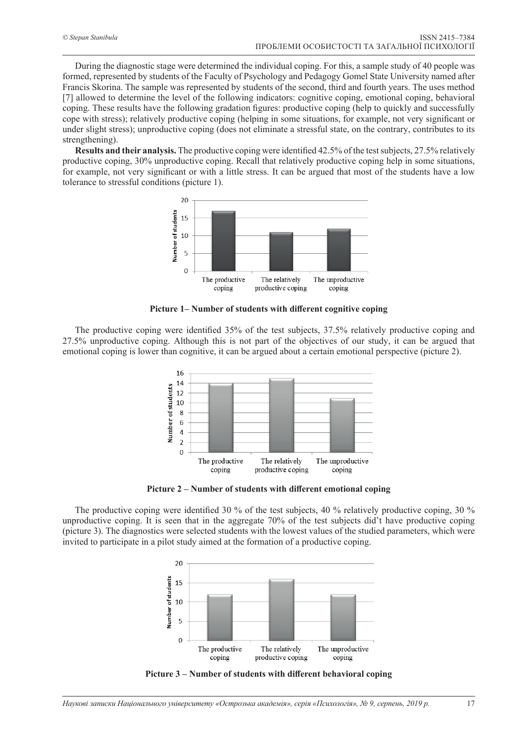During the diagnostic stage were determined the individual coping. For this, a sample study of 40 people was formed, represented by students of the Faculty of Psychology and Pedagogy Gomel State University named after Francis Skorina. The sample was represented by students of the second, third and fourth years. The uses method [7] allowed to determine the level of the following indicators: cognitive coping, emotional coping, behavioral coping. These results have the following gradation figures: productive coping (help to quickly and successfully cope with stress); relatively productive coping (helping in some situations, for example, not very significant or under slight stress); unproductive coping (does not eliminate a stressful state, on the contrary, contributes to its strengthening).

**Results and their analysis.** The productive coping were identified 42.5% of the test subjects, 27.5% relatively productive coping, 30% unproductive coping. Recall that relatively productive coping help in some situations, for example, not very significant or with a little stress. It can be argued that most of the students have a low tolerance to stressful conditions (picture 1).

**Picture 1– Number of students with different cognitive coping**

The productive coping were identified 35% of the test subjects, 37.5% relatively productive coping and 27.5% unproductive coping. Although this is not part of the objectives of our study, it can be argued that emotional coping is lower than cognitive, it can be argued about a certain emotional perspective (picture 2).

**Picture 2 – Number of students with different emotional coping**

The productive coping were identified 30 % of the test subjects, 40 % relatively productive coping, 30 % unproductive coping. It is seen that in the aggregate 70% of the test subjects did't have productive coping (picture 3). The diagnostics were selected students with the lowest values of the studied parameters, which were invited to participate in a pilot study aimed at the formation of a productive coping.

**Picture 3 – Number of students with different behavioral coping**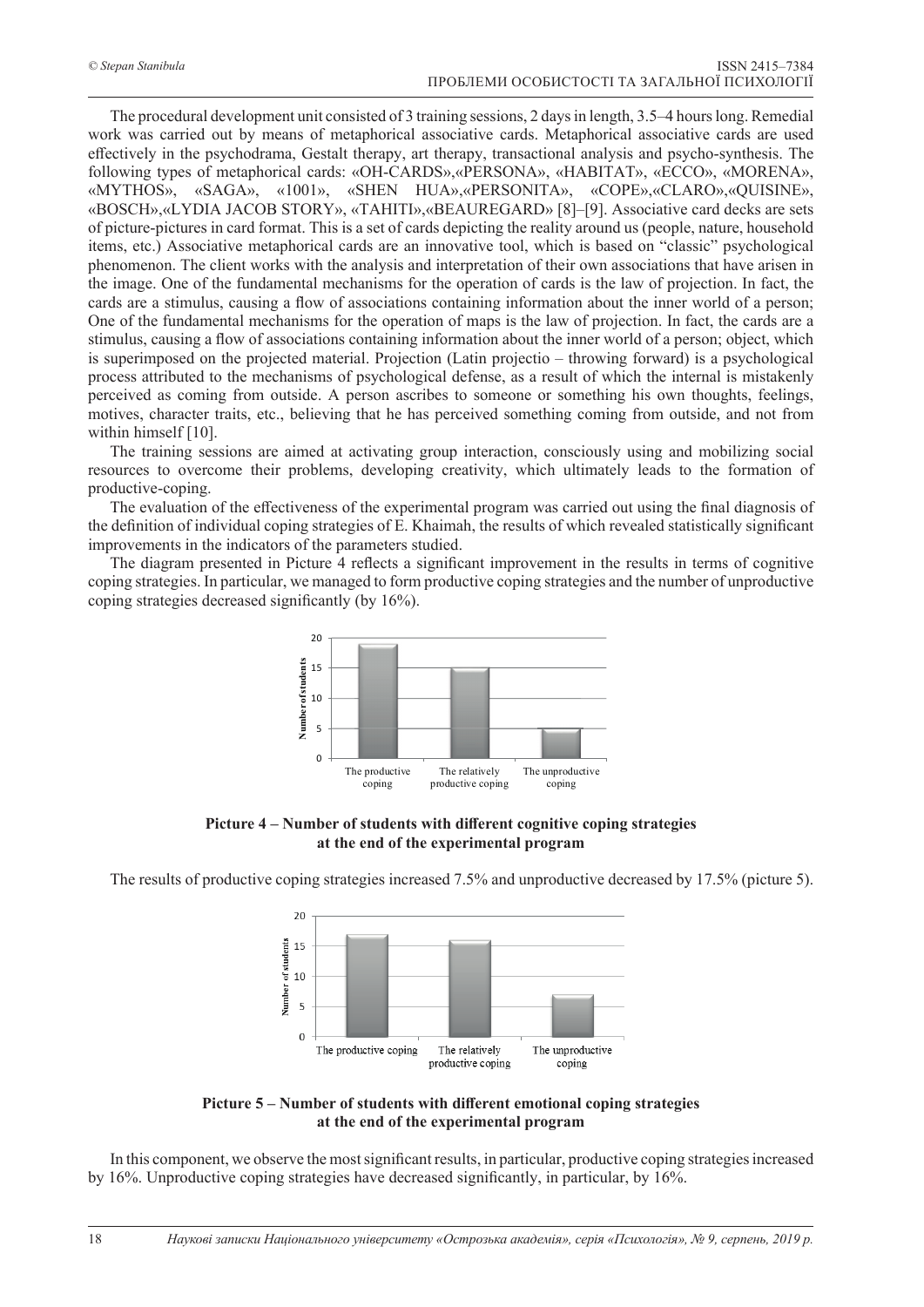The procedural development unit consisted of 3 training sessions, 2 days in length, 3.5–4 hours long. Remedial work was carried out by means of metaphorical associative cards. Metaphorical associative cards are used effectively in the psychodrama, Gestalt therapy, art therapy, transactional analysis and psycho-synthesis. The following types of metaphorical cards: «OH-CARDS»,«PERSONA», «HABITAT», «ECCO», «MORENA», «MYTHOS», «SAGA», «1001», «SHEN HUA»,«PERSONITA», «COPE»,«CLARO»,«QUISINE», «BOSCH»,«LYDIA JACOB STORY», «TAHITI»,«BEAUREGARD» [8]–[9]. Associative card decks are sets of picture-pictures in card format. This is a set of cards depicting the reality around us (people, nature, household items, etc.) Associative metaphorical cards are an innovative tool, which is based on "classic" psychological phenomenon. The client works with the analysis and interpretation of their own associations that have arisen in the image. One of the fundamental mechanisms for the operation of cards is the law of projection. In fact, the cards are a stimulus, causing a flow of associations containing information about the inner world of a person; One of the fundamental mechanisms for the operation of maps is the law of projection. In fact, the cards are a stimulus, causing a flow of associations containing information about the inner world of a person; object, which is superimposed on the projected material. Projection (Latin projectio – throwing forward) is a psychological process attributed to the mechanisms of psychological defense, as a result of which the internal is mistakenly perceived as coming from outside. A person ascribes to someone or something his own thoughts, feelings, motives, character traits, etc., believing that he has perceived something coming from outside, and not from within himself [10].

The training sessions are aimed at activating group interaction, consciously using and mobilizing social resources to overcome their problems, developing creativity, which ultimately leads to the formation of productive-coping.

The evaluation of the effectiveness of the experimental program was carried out using the final diagnosis of the definition of individual coping strategies of E. Khaimah, the results of which revealed statistically significant improvements in the indicators of the parameters studied.

The diagram presented in Picture 4 reflects a significant improvement in the results in terms of cognitive coping strategies. In particular, we managed to form productive coping strategies and the number of unproductive coping strategies decreased significantly (by 16%).

**Picture 4 – Number of students with different cognitive coping strategies at the end of the experimental program**

The results of productive coping strategies increased 7.5% and unproductive decreased by 17.5% (picture 5).

**Picture 5 – Number of students with different emotional coping strategies at the end of the experimental program**

In this component, we observe the most significant results, in particular, productive coping strategies increased by 16%. Unproductive coping strategies have decreased significantly, in particular, by 16%.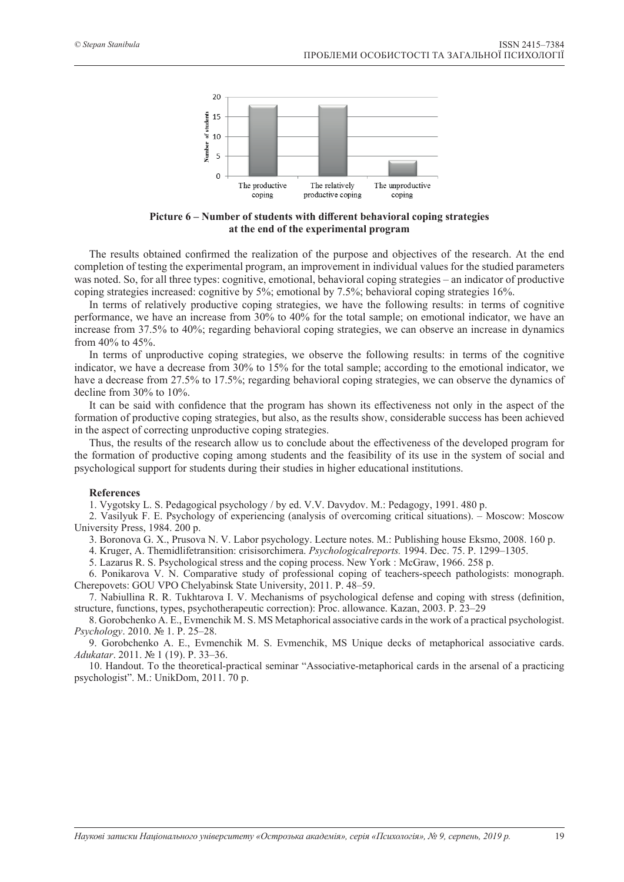20
15
10
5
0

Number of students

The productive coping

The relatively productive coping

The unproductive coping

**Picture 6 – Number of students with different behavioral coping strategies at the end of the experimental program**

The results obtained confirmed the realization of the purpose and objectives of the research. At the end completion of testing the experimental program, an improvement in individual values for the studied parameters was noted. So, for all three types: cognitive, emotional, behavioral coping strategies – an indicator of productive coping strategies increased: cognitive by 5%; emotional by 7.5%; behavioral coping strategies 16%.

In terms of relatively productive coping strategies, we have the following results: in terms of cognitive performance, we have an increase from 30% to 40% for the total sample; on emotional indicator, we have an increase from 37.5% to 40%; regarding behavioral coping strategies, we can observe an increase in dynamics from 40% to 45%.

In terms of unproductive coping strategies, we observe the following results: in terms of the cognitive indicator, we have a decrease from 30% to 15% for the total sample; according to the emotional indicator, we have a decrease from 27.5% to 17.5%; regarding behavioral coping strategies, we can observe the dynamics of decline from 30% to 10%.

It can be said with confidence that the program has shown its effectiveness not only in the aspect of the formation of productive coping strategies, but also, as the results show, considerable success has been achieved in the aspect of correcting unproductive coping strategies.

Thus, the results of the research allow us to conclude about the effectiveness of the developed program for the formation of productive coping among students and the feasibility of its use in the system of social and psychological support for students during their studies in higher educational institutions.

**References**

1. Vygotsky L. S. Pedagogical psychology / by ed. V.V. Davydov. M.: Pedagogy, 1991. 480 p.

2. Vasilyuk F. E. Psychology of experiencing (analysis of overcoming critical situations). – Moscow: Moscow University Press, 1984. 200 p.

3. Boronova G. X., Prusova N. V. Labor psychology. Lecture notes. M.: Publishing house Eksmo, 2008. 160 p.

4. Kruger, A. Themidlifetransition: crisisorchimera. *Psychologicalreports.* 1994. Dec. 75. P. 1299–1305.

5. Lazarus R. S. Psychological stress and the coping process. New York : McGraw, 1966. 258 p.

6. Ponikarova V. N. Comparative study of professional coping of teachers-speech pathologists: monograph. Cherepovets: GOU VPO Chelyabinsk State University, 2011. P. 48–59.

7. Nabiullina R. R. Tukhtarova I. V. Mechanisms of psychological defense and coping with stress (definition, structure, functions, types, psychotherapeutic correction): Proc. allowance. Kazan, 2003. P. 23–29

8. Gorobchenko A. E., Evmenchik M. S. MS Metaphorical associative cards in the work of a practical psychologist. *Psychology*. 2010. № 1. P. 25–28.

9. Gorobchenko A. E., Evmenchik M. S. Evmenchik, MS Unique decks of metaphorical associative cards. *Adukatar*. 2011. № 1 (19). P. 33–36.

10. Handout. To the theoretical-practical seminar "Associative-metaphorical cards in the arsenal of a practicing psychologist". M.: UnikDom, 2011. 70 p.